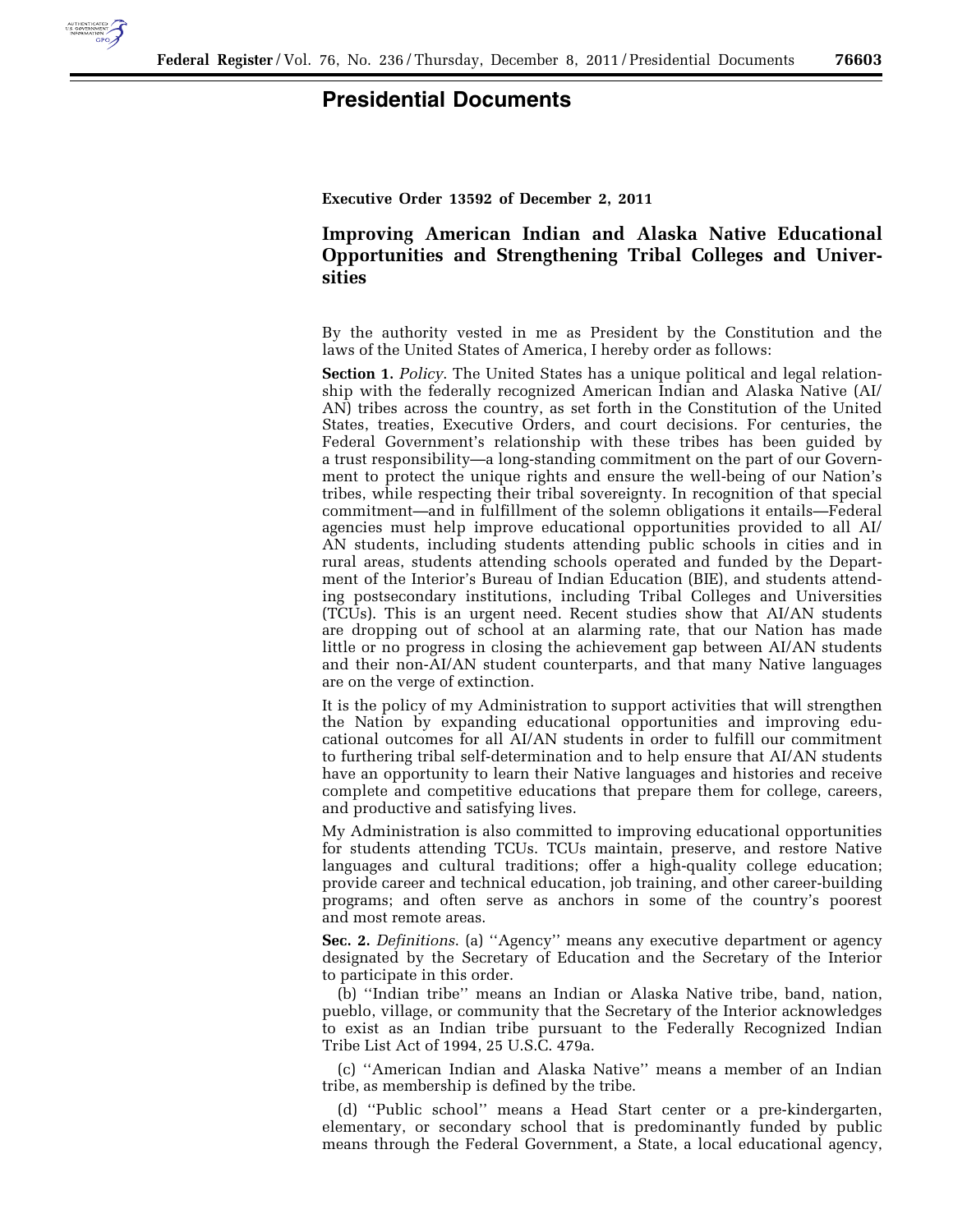# Presidential Documents

**Executive Order 13592 of December 2, 2011**

## Improving American Indian and Alaska Native Educational Opportunities and Strengthening Tribal Colleges and Universities

By the authority vested in me as President by the Constitution and the laws of the United States of America, I hereby order as follows:

**Section 1.** *Policy*. The United States has a unique political and legal relationship with the federally recognized American Indian and Alaska Native (AI/AN) tribes across the country, as set forth in the Constitution of the United States, treaties, Executive Orders, and court decisions. For centuries, the Federal Government's relationship with these tribes has been guided by a trust responsibility—a long-standing commitment on the part of our Government to protect the unique rights and ensure the well-being of our Nation's tribes, while respecting their tribal sovereignty. In recognition of that special commitment—and in fulfillment of the solemn obligations it entails—Federal agencies must help improve educational opportunities provided to all AI/AN students, including students attending public schools in cities and in rural areas, students attending schools operated and funded by the Department of the Interior's Bureau of Indian Education (BIE), and students attending postsecondary institutions, including Tribal Colleges and Universities (TCUs). This is an urgent need. Recent studies show that AI/AN students are dropping out of school at an alarming rate, that our Nation has made little or no progress in closing the achievement gap between AI/AN students and their non-AI/AN student counterparts, and that many Native languages are on the verge of extinction.

It is the policy of my Administration to support activities that will strengthen the Nation by expanding educational opportunities and improving educational outcomes for all AI/AN students in order to fulfill our commitment to furthering tribal self-determination and to help ensure that AI/AN students have an opportunity to learn their Native languages and histories and receive complete and competitive educations that prepare them for college, careers, and productive and satisfying lives.

My Administration is also committed to improving educational opportunities for students attending TCUs. TCUs maintain, preserve, and restore Native languages and cultural traditions; offer a high-quality college education; provide career and technical education, job training, and other career-building programs; and often serve as anchors in some of the country's poorest and most remote areas.

**Sec. 2.** *Definitions*. (a) ''Agency'' means any executive department or agency designated by the Secretary of Education and the Secretary of the Interior to participate in this order.

(b) ''Indian tribe'' means an Indian or Alaska Native tribe, band, nation, pueblo, village, or community that the Secretary of the Interior acknowledges to exist as an Indian tribe pursuant to the Federally Recognized Indian Tribe List Act of 1994, 25 U.S.C. 479a.

(c) ''American Indian and Alaska Native'' means a member of an Indian tribe, as membership is defined by the tribe.

(d) ''Public school'' means a Head Start center or a pre-kindergarten, elementary, or secondary school that is predominantly funded by public means through the Federal Government, a State, a local educational agency,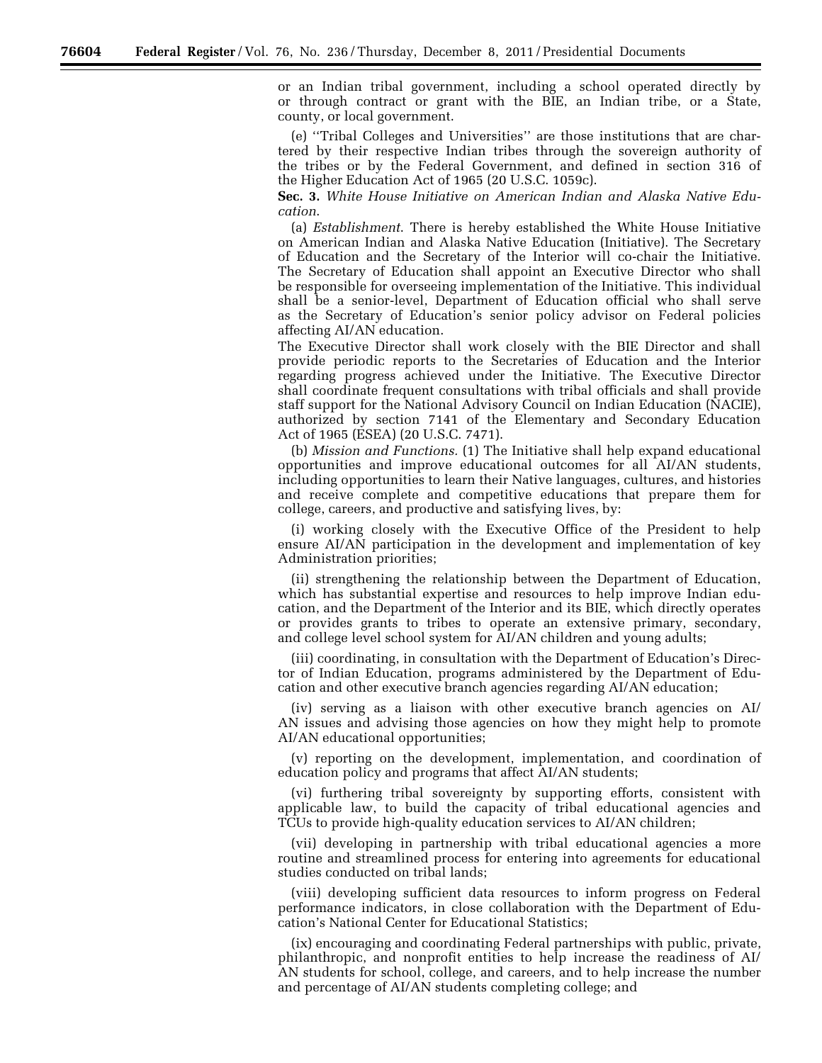or an Indian tribal government, including a school operated directly by or through contract or grant with the BIE, an Indian tribe, or a State, county, or local government.

(e) ''Tribal Colleges and Universities'' are those institutions that are chartered by their respective Indian tribes through the sovereign authority of the tribes or by the Federal Government, and defined in section 316 of the Higher Education Act of 1965 (20 U.S.C. 1059c).

**Sec. 3.** *White House Initiative on American Indian and Alaska Native Education.*

(a) *Establishment.* There is hereby established the White House Initiative on American Indian and Alaska Native Education (Initiative). The Secretary of Education and the Secretary of the Interior will co-chair the Initiative. The Secretary of Education shall appoint an Executive Director who shall be responsible for overseeing implementation of the Initiative. This individual shall be a senior-level, Department of Education official who shall serve as the Secretary of Education's senior policy advisor on Federal policies affecting AI/AN education.

The Executive Director shall work closely with the BIE Director and shall provide periodic reports to the Secretaries of Education and the Interior regarding progress achieved under the Initiative. The Executive Director shall coordinate frequent consultations with tribal officials and shall provide staff support for the National Advisory Council on Indian Education (NACIE), authorized by section 7141 of the Elementary and Secondary Education Act of 1965 (ESEA) (20 U.S.C. 7471).

(b) *Mission and Functions.* (1) The Initiative shall help expand educational opportunities and improve educational outcomes for all AI/AN students, including opportunities to learn their Native languages, cultures, and histories and receive complete and competitive educations that prepare them for college, careers, and productive and satisfying lives, by:

(i) working closely with the Executive Office of the President to help ensure AI/AN participation in the development and implementation of key Administration priorities;

(ii) strengthening the relationship between the Department of Education, which has substantial expertise and resources to help improve Indian education, and the Department of the Interior and its BIE, which directly operates or provides grants to tribes to operate an extensive primary, secondary, and college level school system for AI/AN children and young adults;

(iii) coordinating, in consultation with the Department of Education's Director of Indian Education, programs administered by the Department of Education and other executive branch agencies regarding AI/AN education;

(iv) serving as a liaison with other executive branch agencies on AI/AN issues and advising those agencies on how they might help to promote AI/AN educational opportunities;

(v) reporting on the development, implementation, and coordination of education policy and programs that affect AI/AN students;

(vi) furthering tribal sovereignty by supporting efforts, consistent with applicable law, to build the capacity of tribal educational agencies and TCUs to provide high-quality education services to AI/AN children;

(vii) developing in partnership with tribal educational agencies a more routine and streamlined process for entering into agreements for educational studies conducted on tribal lands;

(viii) developing sufficient data resources to inform progress on Federal performance indicators, in close collaboration with the Department of Education's National Center for Educational Statistics;

(ix) encouraging and coordinating Federal partnerships with public, private, philanthropic, and nonprofit entities to help increase the readiness of AI/AN students for school, college, and careers, and to help increase the number and percentage of AI/AN students completing college; and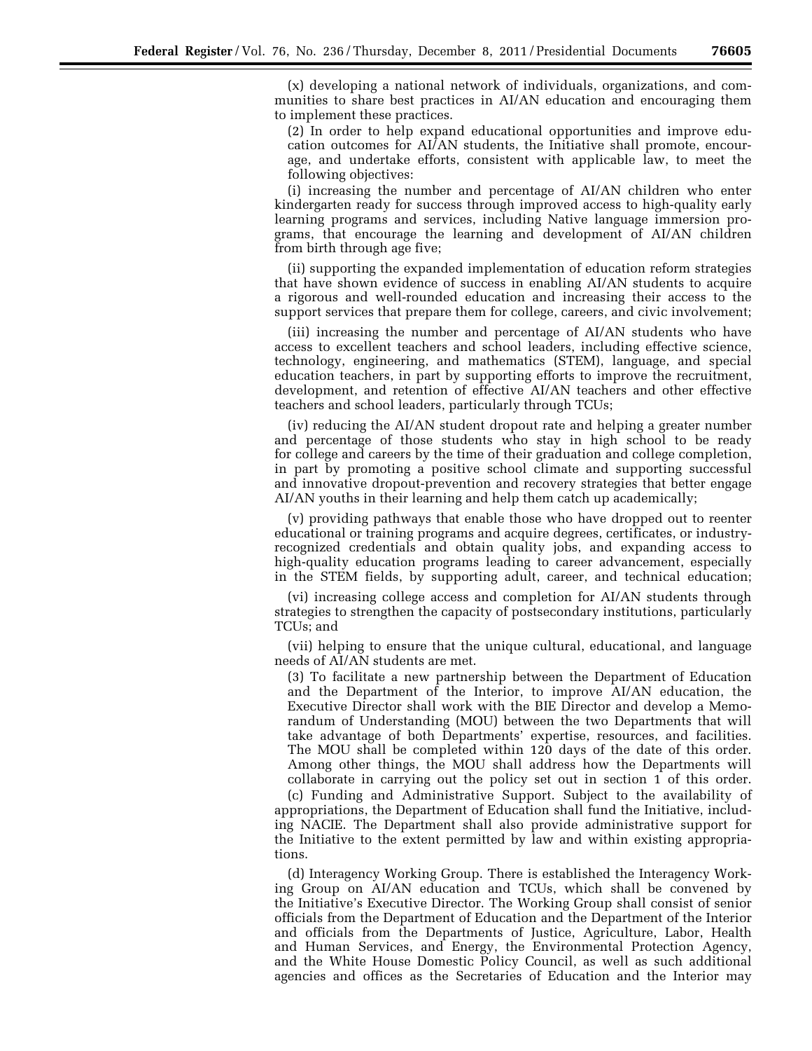(x) developing a national network of individuals, organizations, and communities to share best practices in AI/AN education and encouraging them to implement these practices.

(2) In order to help expand educational opportunities and improve education outcomes for AI/AN students, the Initiative shall promote, encourage, and undertake efforts, consistent with applicable law, to meet the following objectives:

(i) increasing the number and percentage of AI/AN children who enter kindergarten ready for success through improved access to high-quality early learning programs and services, including Native language immersion programs, that encourage the learning and development of AI/AN children from birth through age five;

(ii) supporting the expanded implementation of education reform strategies that have shown evidence of success in enabling AI/AN students to acquire a rigorous and well-rounded education and increasing their access to the support services that prepare them for college, careers, and civic involvement;

(iii) increasing the number and percentage of AI/AN students who have access to excellent teachers and school leaders, including effective science, technology, engineering, and mathematics (STEM), language, and special education teachers, in part by supporting efforts to improve the recruitment, development, and retention of effective AI/AN teachers and other effective teachers and school leaders, particularly through TCUs;

(iv) reducing the AI/AN student dropout rate and helping a greater number and percentage of those students who stay in high school to be ready for college and careers by the time of their graduation and college completion, in part by promoting a positive school climate and supporting successful and innovative dropout-prevention and recovery strategies that better engage AI/AN youths in their learning and help them catch up academically;

(v) providing pathways that enable those who have dropped out to reenter educational or training programs and acquire degrees, certificates, or industry-recognized credentials and obtain quality jobs, and expanding access to high-quality education programs leading to career advancement, especially in the STEM fields, by supporting adult, career, and technical education;

(vi) increasing college access and completion for AI/AN students through strategies to strengthen the capacity of postsecondary institutions, particularly TCUs; and

(vii) helping to ensure that the unique cultural, educational, and language needs of AI/AN students are met.

(3) To facilitate a new partnership between the Department of Education and the Department of the Interior, to improve AI/AN education, the Executive Director shall work with the BIE Director and develop a Memorandum of Understanding (MOU) between the two Departments that will take advantage of both Departments' expertise, resources, and facilities. The MOU shall be completed within 120 days of the date of this order. Among other things, the MOU shall address how the Departments will collaborate in carrying out the policy set out in section 1 of this order.

(c) Funding and Administrative Support. Subject to the availability of appropriations, the Department of Education shall fund the Initiative, including NACIE. The Department shall also provide administrative support for the Initiative to the extent permitted by law and within existing appropriations.

(d) Interagency Working Group. There is established the Interagency Working Group on AI/AN education and TCUs, which shall be convened by the Initiative's Executive Director. The Working Group shall consist of senior officials from the Department of Education and the Department of the Interior and officials from the Departments of Justice, Agriculture, Labor, Health and Human Services, and Energy, the Environmental Protection Agency, and the White House Domestic Policy Council, as well as such additional agencies and offices as the Secretaries of Education and the Interior may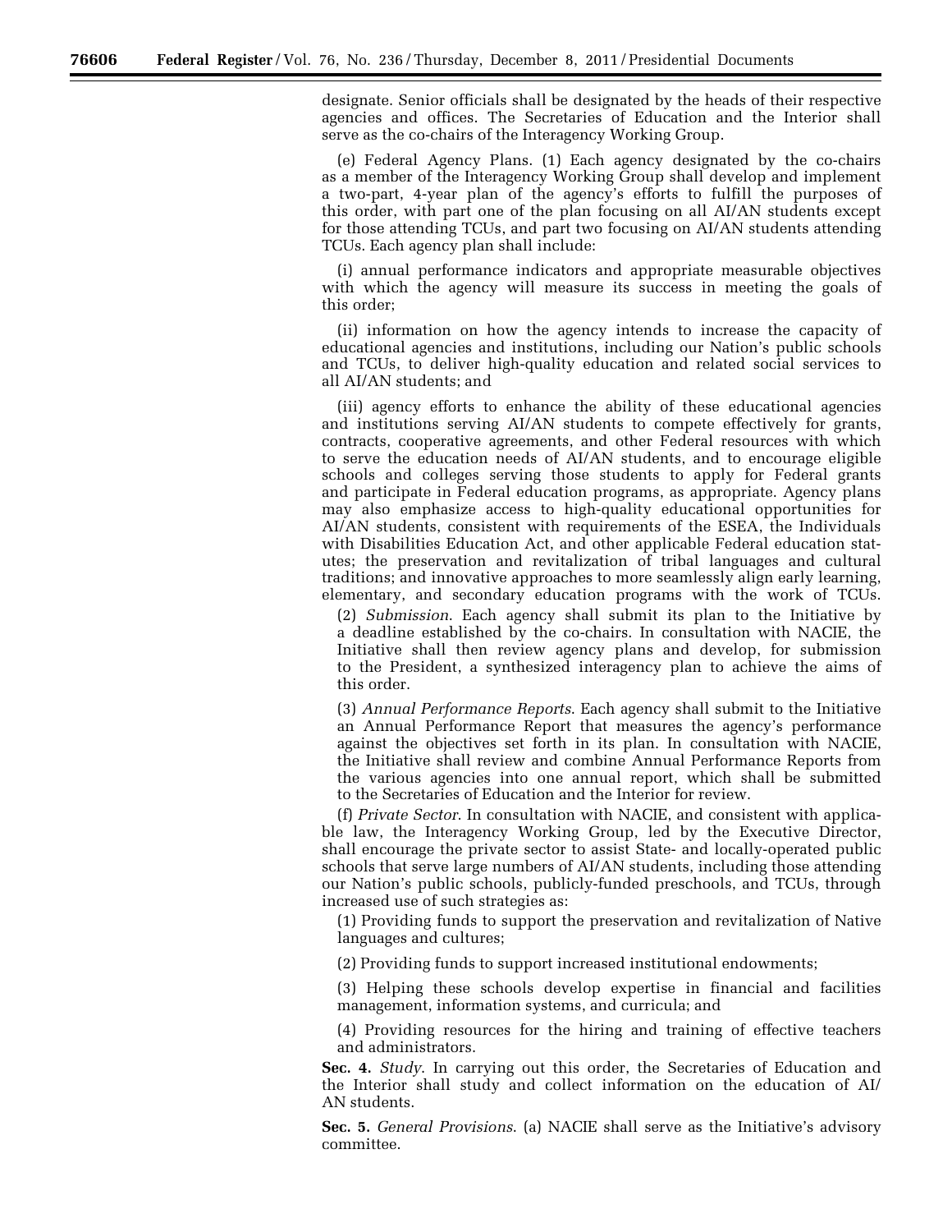designate. Senior officials shall be designated by the heads of their respective agencies and offices. The Secretaries of Education and the Interior shall serve as the co-chairs of the Interagency Working Group.

(e) Federal Agency Plans. (1) Each agency designated by the co-chairs as a member of the Interagency Working Group shall develop and implement a two-part, 4-year plan of the agency's efforts to fulfill the purposes of this order, with part one of the plan focusing on all AI/AN students except for those attending TCUs, and part two focusing on AI/AN students attending TCUs. Each agency plan shall include:

(i) annual performance indicators and appropriate measurable objectives with which the agency will measure its success in meeting the goals of this order;

(ii) information on how the agency intends to increase the capacity of educational agencies and institutions, including our Nation's public schools and TCUs, to deliver high-quality education and related social services to all AI/AN students; and

(iii) agency efforts to enhance the ability of these educational agencies and institutions serving AI/AN students to compete effectively for grants, contracts, cooperative agreements, and other Federal resources with which to serve the education needs of AI/AN students, and to encourage eligible schools and colleges serving those students to apply for Federal grants and participate in Federal education programs, as appropriate. Agency plans may also emphasize access to high-quality educational opportunities for AI/AN students, consistent with requirements of the ESEA, the Individuals with Disabilities Education Act, and other applicable Federal education statutes; the preservation and revitalization of tribal languages and cultural traditions; and innovative approaches to more seamlessly align early learning, elementary, and secondary education programs with the work of TCUs.

(2) *Submission*. Each agency shall submit its plan to the Initiative by a deadline established by the co-chairs. In consultation with NACIE, the Initiative shall then review agency plans and develop, for submission to the President, a synthesized interagency plan to achieve the aims of this order.

(3) *Annual Performance Reports*. Each agency shall submit to the Initiative an Annual Performance Report that measures the agency's performance against the objectives set forth in its plan. In consultation with NACIE, the Initiative shall review and combine Annual Performance Reports from the various agencies into one annual report, which shall be submitted to the Secretaries of Education and the Interior for review.

(f) *Private Sector*. In consultation with NACIE, and consistent with applicable law, the Interagency Working Group, led by the Executive Director, shall encourage the private sector to assist State- and locally-operated public schools that serve large numbers of AI/AN students, including those attending our Nation's public schools, publicly-funded preschools, and TCUs, through increased use of such strategies as:

(1) Providing funds to support the preservation and revitalization of Native languages and cultures;

(2) Providing funds to support increased institutional endowments;

(3) Helping these schools develop expertise in financial and facilities management, information systems, and curricula; and

(4) Providing resources for the hiring and training of effective teachers and administrators.

**Sec. 4.** *Study*. In carrying out this order, the Secretaries of Education and the Interior shall study and collect information on the education of AI/AN students.

**Sec. 5.** *General Provisions*. (a) NACIE shall serve as the Initiative's advisory committee.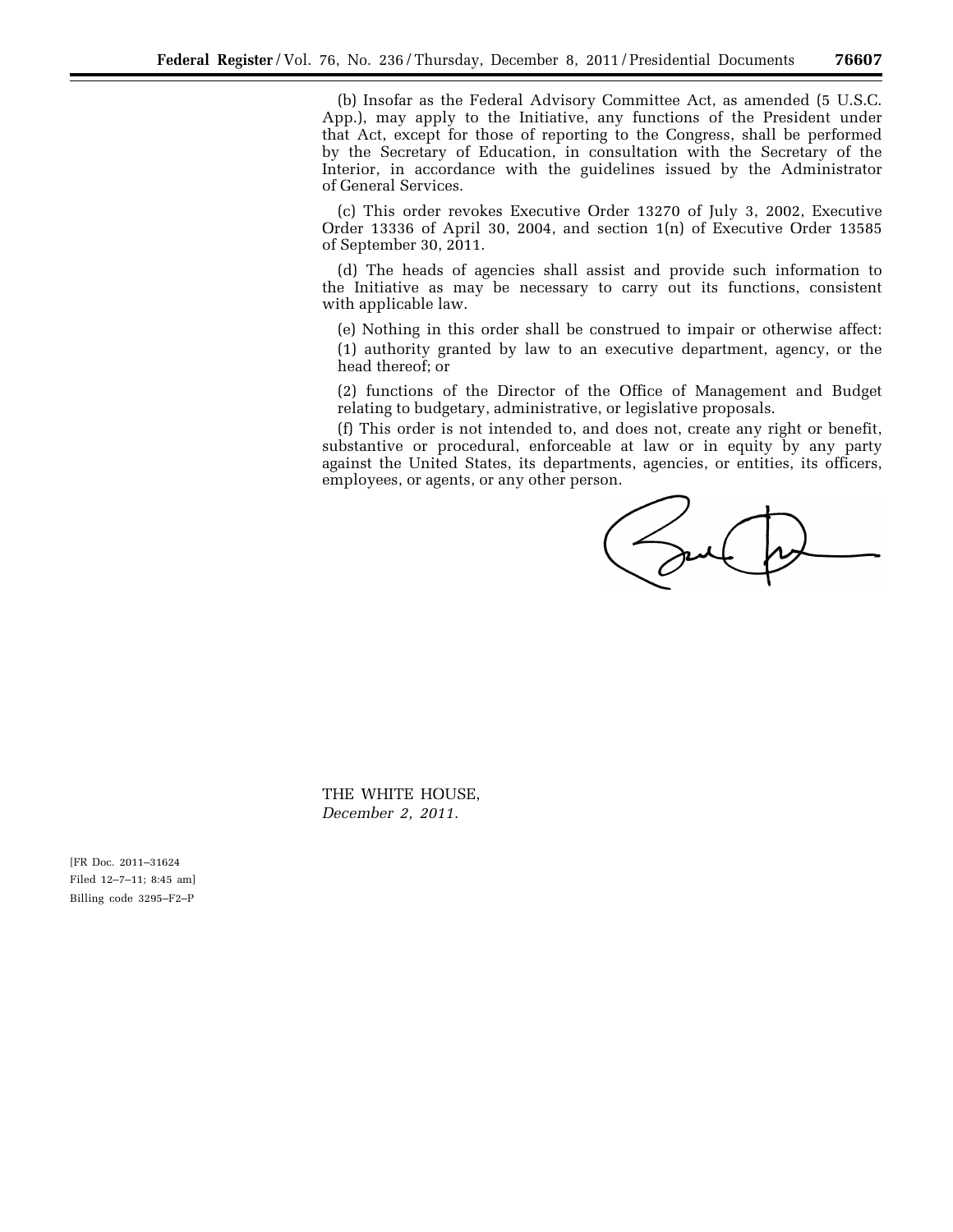(b) Insofar as the Federal Advisory Committee Act, as amended (5 U.S.C. App.), may apply to the Initiative, any functions of the President under that Act, except for those of reporting to the Congress, shall be performed by the Secretary of Education, in consultation with the Secretary of the Interior, in accordance with the guidelines issued by the Administrator of General Services.

(c) This order revokes Executive Order 13270 of July 3, 2002, Executive Order 13336 of April 30, 2004, and section 1(n) of Executive Order 13585 of September 30, 2011.

(d) The heads of agencies shall assist and provide such information to the Initiative as may be necessary to carry out its functions, consistent with applicable law.

(e) Nothing in this order shall be construed to impair or otherwise affect:

(1) authority granted by law to an executive department, agency, or the head thereof; or

(2) functions of the Director of the Office of Management and Budget relating to budgetary, administrative, or legislative proposals.

(f) This order is not intended to, and does not, create any right or benefit, substantive or procedural, enforceable at law or in equity by any party against the United States, its departments, agencies, or entities, its officers, employees, or agents, or any other person.

THE WHITE HOUSE,
*December 2, 2011.*

[FR Doc. 2011–31624
Filed 12–7–11; 8:45 am]
Billing code 3295–F2–P